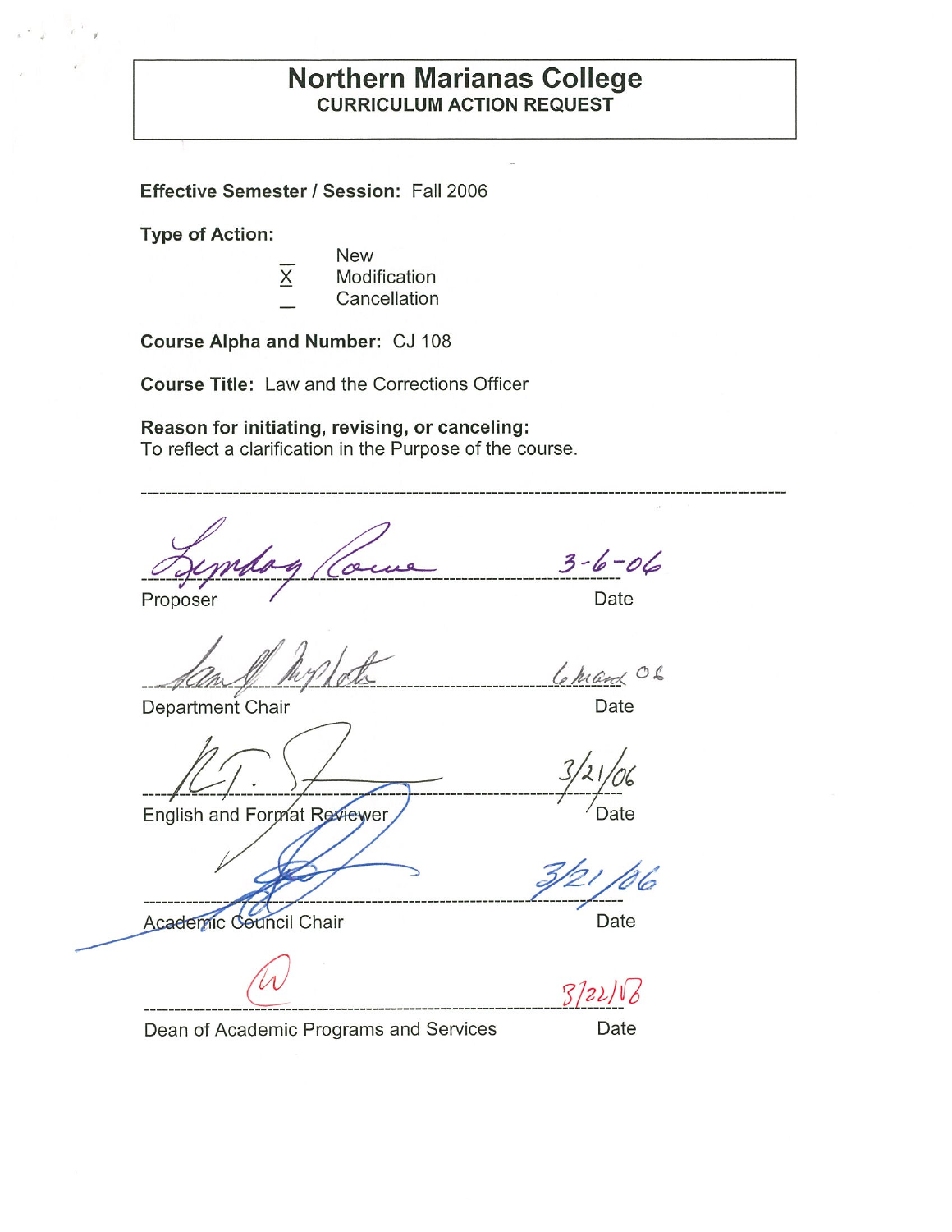# Northern Marianas College

## CURRICULUM ACTION REQUEST

**Effective Semester / Session:** Fall 2006

**Type of Action:**

\_ New
X Modification
\_ Cancellation

**Course Alpha and Number:** CJ 108

**Course Title:** Law and the Corrections Officer

**Reason for initiating, revising, or canceling:**
To reflect a clarification in the Purpose of the course.

---

| | |
|---|---|
| Proposer | 3-6-06<br>Date |
| Department Chair | 6 March 06<br>Date |
| English and Format Reviewer | 3/21/06<br>Date |
| Academic Council Chair | 3/21/06<br>Date |
| Dean of Academic Programs and Services | 3/22/06<br>Date |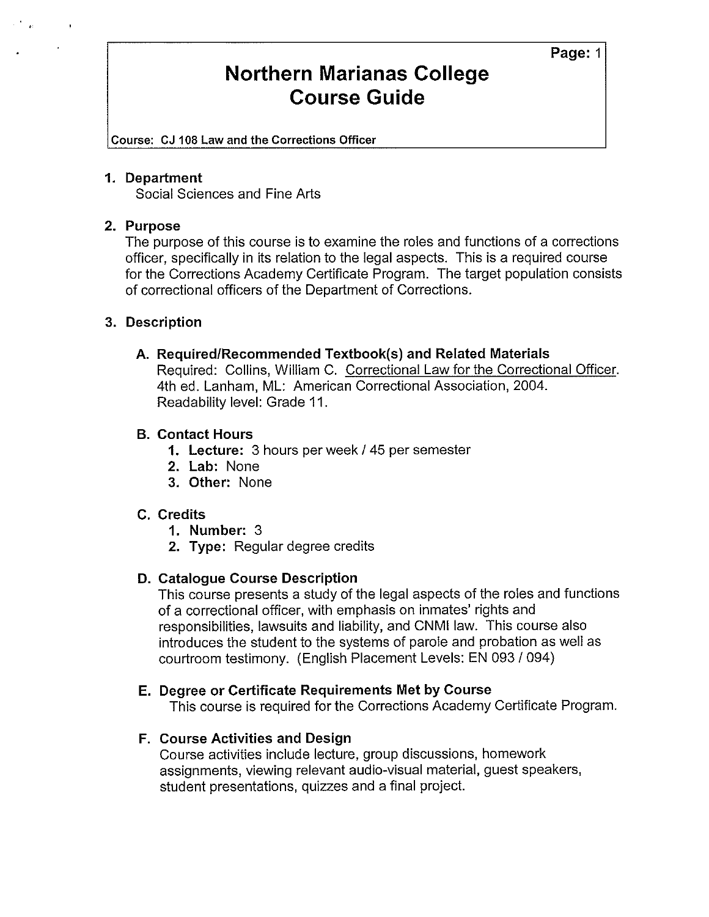# Northern Marianas College Course Guide

Course: CJ 108 Law and the Corrections Officer

1. **Department**
   Social Sciences and Fine Arts

2. **Purpose**
   The purpose of this course is to examine the roles and functions of a corrections officer, specifically in its relation to the legal aspects. This is a required course for the Corrections Academy Certificate Program. The target population consists of correctional officers of the Department of Corrections.

3. **Description**

   **A. Required/Recommended Textbook(s) and Related Materials**
   Required: Collins, William C. Correctional Law for the Correctional Officer. 4th ed. Lanham, ML: American Correctional Association, 2004.
   Readability level: Grade 11.

   **B. Contact Hours**
   1. **Lecture:** 3 hours per week / 45 per semester
   2. **Lab:** None
   3. **Other:** None

   **C. Credits**
   1. **Number:** 3
   2. **Type:** Regular degree credits

   **D. Catalogue Course Description**
   This course presents a study of the legal aspects of the roles and functions of a correctional officer, with emphasis on inmates' rights and responsibilities, lawsuits and liability, and CNMI law. This course also introduces the student to the systems of parole and probation as well as courtroom testimony. (English Placement Levels: EN 093 / 094)

   **E. Degree or Certificate Requirements Met by Course**
   This course is required for the Corrections Academy Certificate Program.

   **F. Course Activities and Design**
   Course activities include lecture, group discussions, homework assignments, viewing relevant audio-visual material, guest speakers, student presentations, quizzes and a final project.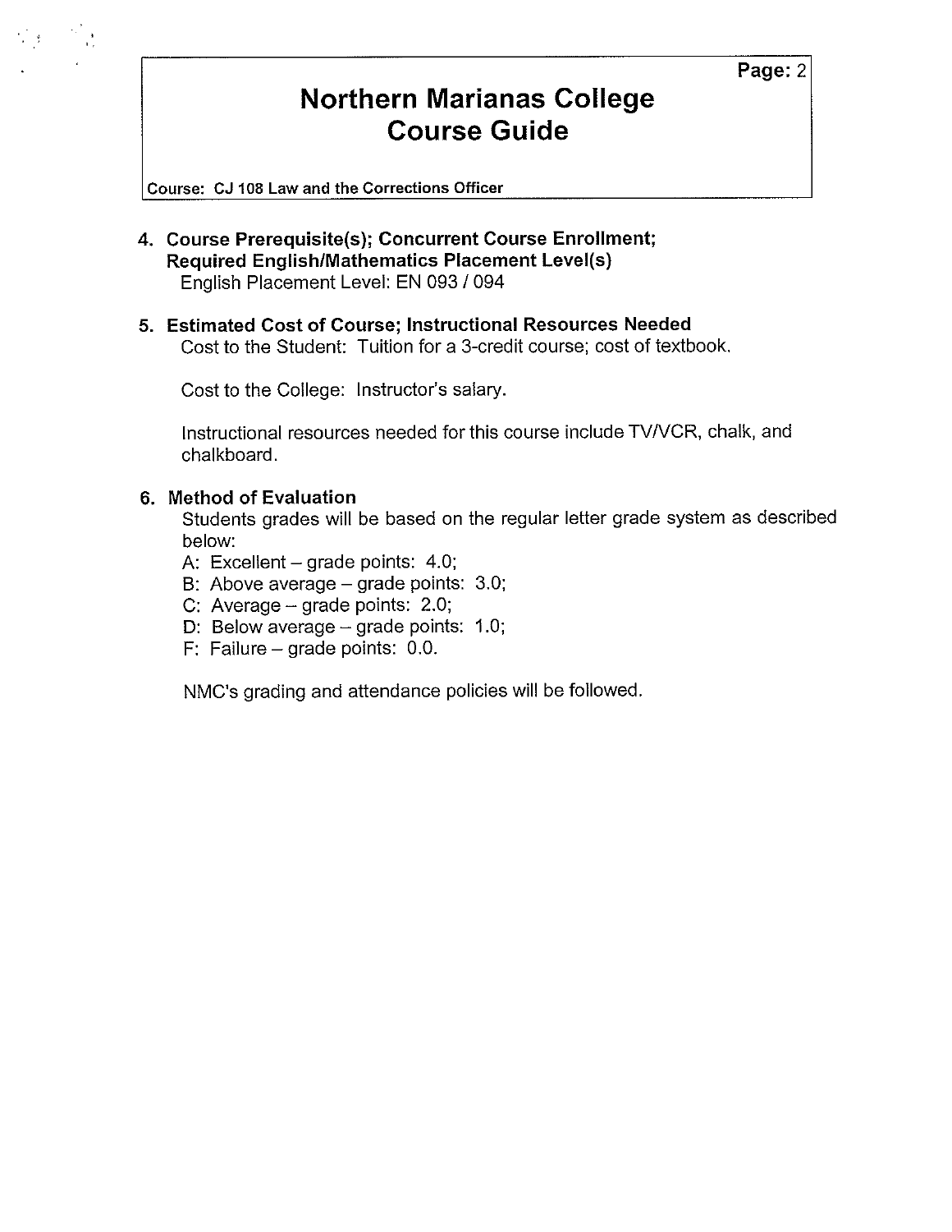# Northern Marianas College Course Guide

**Course: CJ 108 Law and the Corrections Officer**

**4. Course Prerequisite(s); Concurrent Course Enrollment; Required English/Mathematics Placement Level(s)**

English Placement Level: EN 093 / 094

**5. Estimated Cost of Course; Instructional Resources Needed**

Cost to the Student: Tuition for a 3-credit course; cost of textbook.

Cost to the College: Instructor's salary.

Instructional resources needed for this course include TV/VCR, chalk, and chalkboard.

**6. Method of Evaluation**

Students grades will be based on the regular letter grade system as described below:

A: Excellent – grade points: 4.0;
B: Above average – grade points: 3.0;
C: Average – grade points: 2.0;
D: Below average – grade points: 1.0;
F: Failure – grade points: 0.0.

NMC's grading and attendance policies will be followed.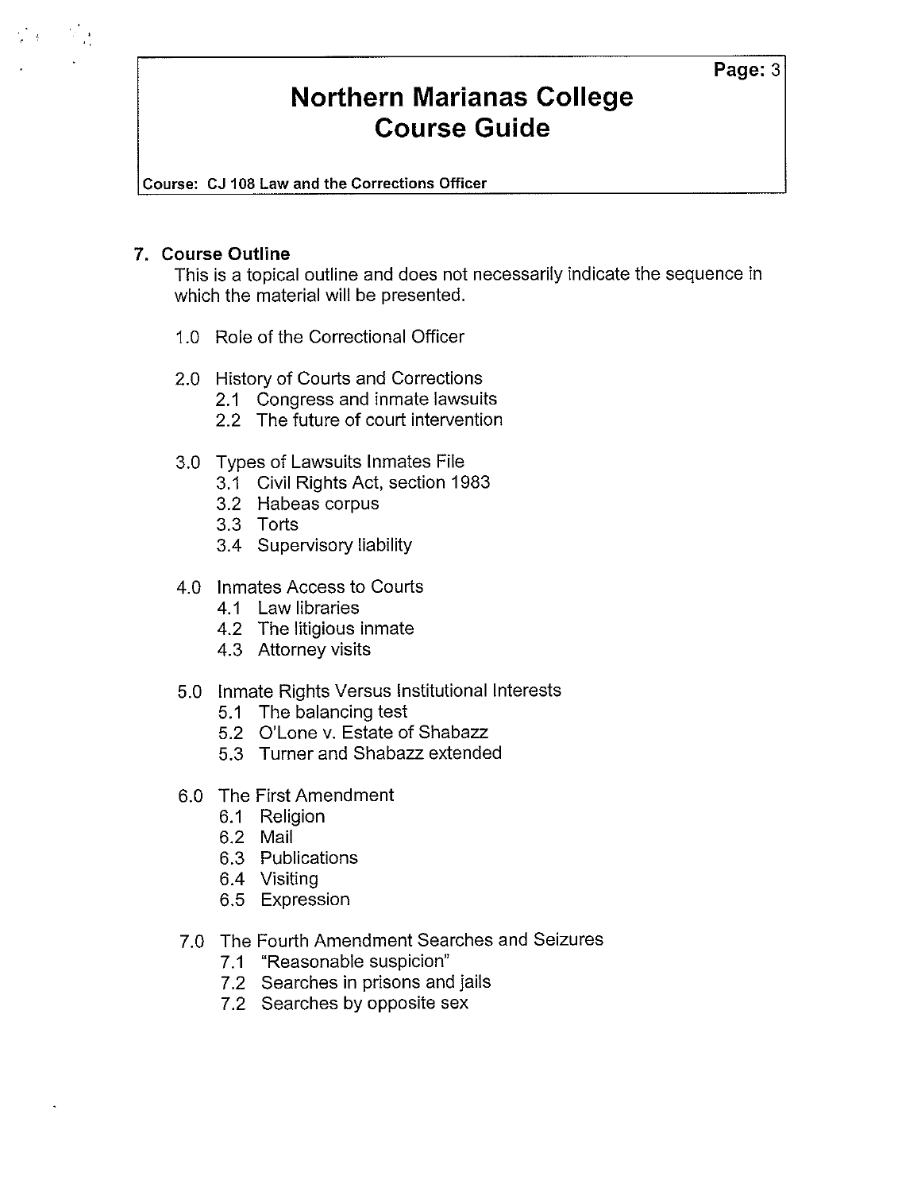### 7. Course Outline

This is a topical outline and does not necessarily indicate the sequence in which the material will be presented.

1.0 Role of the Correctional Officer

2.0 History of Courts and Corrections
- 2.1 Congress and inmate lawsuits
- 2.2 The future of court intervention

3.0 Types of Lawsuits Inmates File
- 3.1 Civil Rights Act, section 1983
- 3.2 Habeas corpus
- 3.3 Torts
- 3.4 Supervisory liability

4.0 Inmates Access to Courts
- 4.1 Law libraries
- 4.2 The litigious inmate
- 4.3 Attorney visits

5.0 Inmate Rights Versus Institutional Interests
- 5.1 The balancing test
- 5.2 O'Lone v. Estate of Shabazz
- 5.3 Turner and Shabazz extended

6.0 The First Amendment
- 6.1 Religion
- 6.2 Mail
- 6.3 Publications
- 6.4 Visiting
- 6.5 Expression

7.0 The Fourth Amendment Searches and Seizures
- 7.1 "Reasonable suspicion"
- 7.2 Searches in prisons and jails
- 7.2 Searches by opposite sex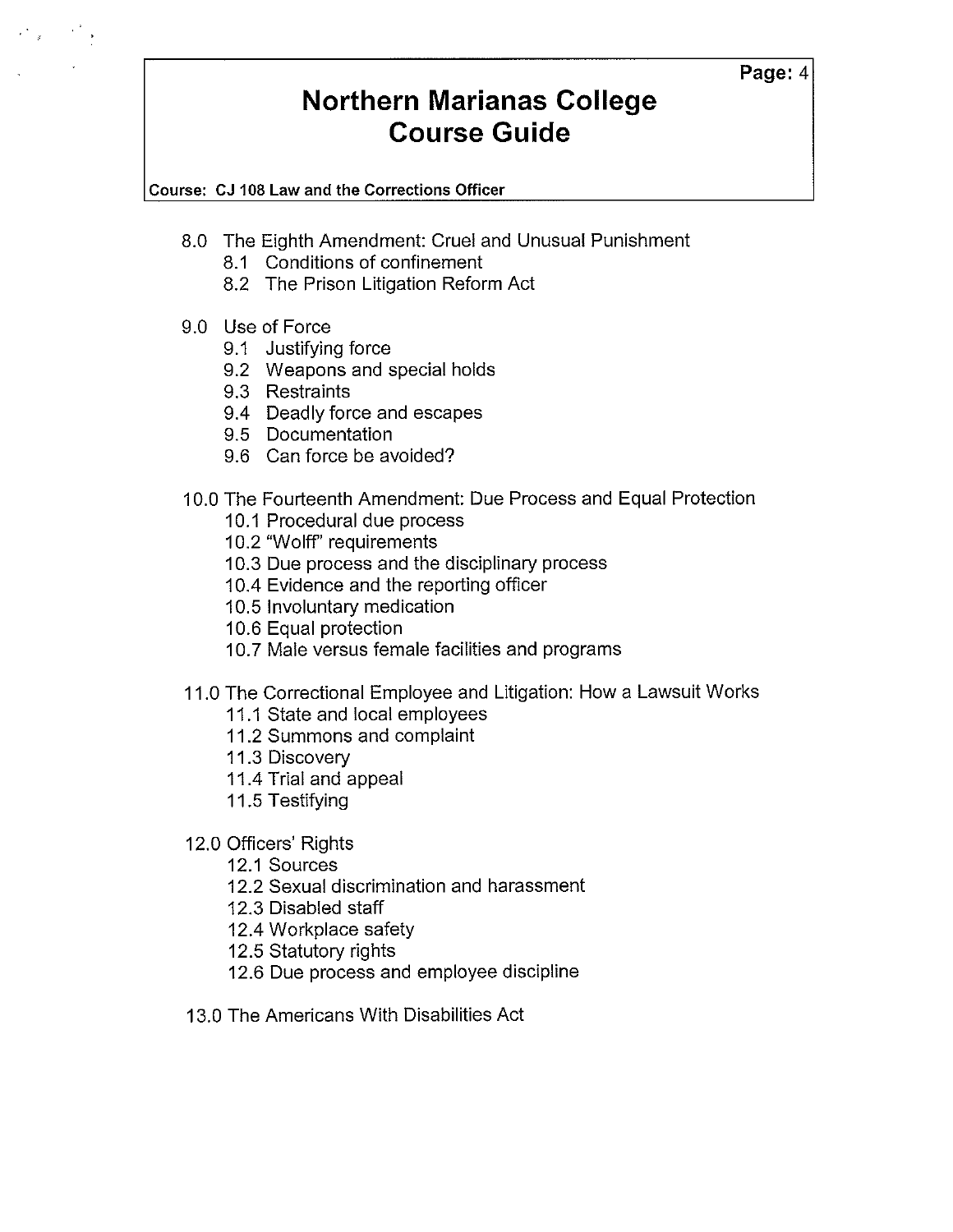8.0 The Eighth Amendment: Cruel and Unusual Punishment
- 8.1 Conditions of confinement
- 8.2 The Prison Litigation Reform Act

9.0 Use of Force
- 9.1 Justifying force
- 9.2 Weapons and special holds
- 9.3 Restraints
- 9.4 Deadly force and escapes
- 9.5 Documentation
- 9.6 Can force be avoided?

10.0 The Fourteenth Amendment: Due Process and Equal Protection
- 10.1 Procedural due process
- 10.2 "Wolff" requirements
- 10.3 Due process and the disciplinary process
- 10.4 Evidence and the reporting officer
- 10.5 Involuntary medication
- 10.6 Equal protection
- 10.7 Male versus female facilities and programs

11.0 The Correctional Employee and Litigation: How a Lawsuit Works
- 11.1 State and local employees
- 11.2 Summons and complaint
- 11.3 Discovery
- 11.4 Trial and appeal
- 11.5 Testifying

12.0 Officers' Rights
- 12.1 Sources
- 12.2 Sexual discrimination and harassment
- 12.3 Disabled staff
- 12.4 Workplace safety
- 12.5 Statutory rights
- 12.6 Due process and employee discipline

13.0 The Americans With Disabilities Act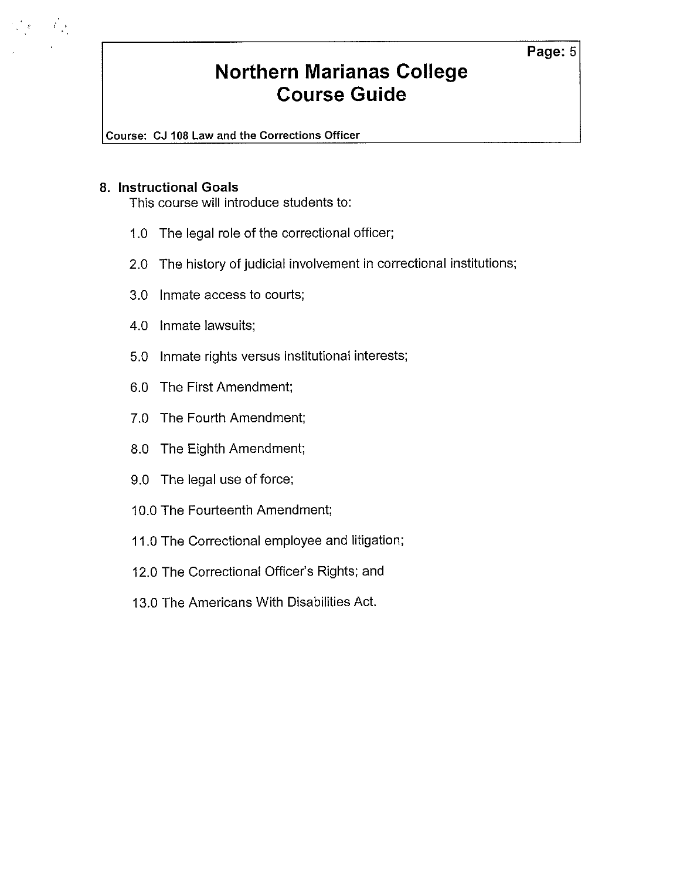## 8. Instructional Goals

This course will introduce students to:

1.0 The legal role of the correctional officer;

2.0 The history of judicial involvement in correctional institutions;

3.0 Inmate access to courts;

4.0 Inmate lawsuits;

5.0 Inmate rights versus institutional interests;

6.0 The First Amendment;

7.0 The Fourth Amendment;

8.0 The Eighth Amendment;

9.0 The legal use of force;

10.0 The Fourteenth Amendment;

11.0 The Correctional employee and litigation;

12.0 The Correctional Officer's Rights; and

13.0 The Americans With Disabilities Act.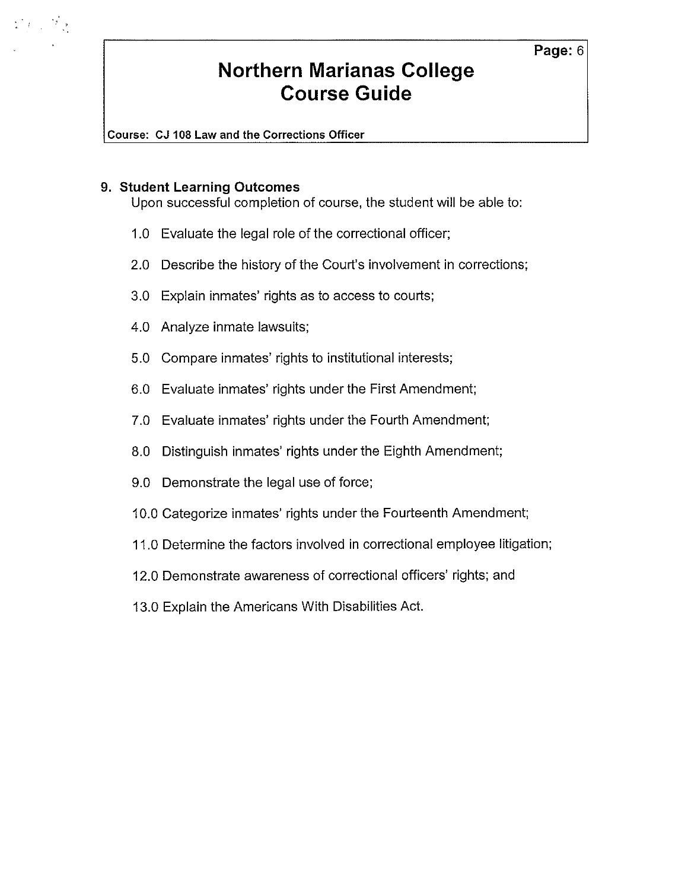# Northern Marianas College Course Guide

**Course: CJ 108 Law and the Corrections Officer**

## 9. Student Learning Outcomes

Upon successful completion of course, the student will be able to:

1.0 Evaluate the legal role of the correctional officer;

2.0 Describe the history of the Court's involvement in corrections;

3.0 Explain inmates' rights as to access to courts;

4.0 Analyze inmate lawsuits;

5.0 Compare inmates' rights to institutional interests;

6.0 Evaluate inmates' rights under the First Amendment;

7.0 Evaluate inmates' rights under the Fourth Amendment;

8.0 Distinguish inmates' rights under the Eighth Amendment;

9.0 Demonstrate the legal use of force;

10.0 Categorize inmates' rights under the Fourteenth Amendment;

11.0 Determine the factors involved in correctional employee litigation;

12.0 Demonstrate awareness of correctional officers' rights; and

13.0 Explain the Americans With Disabilities Act.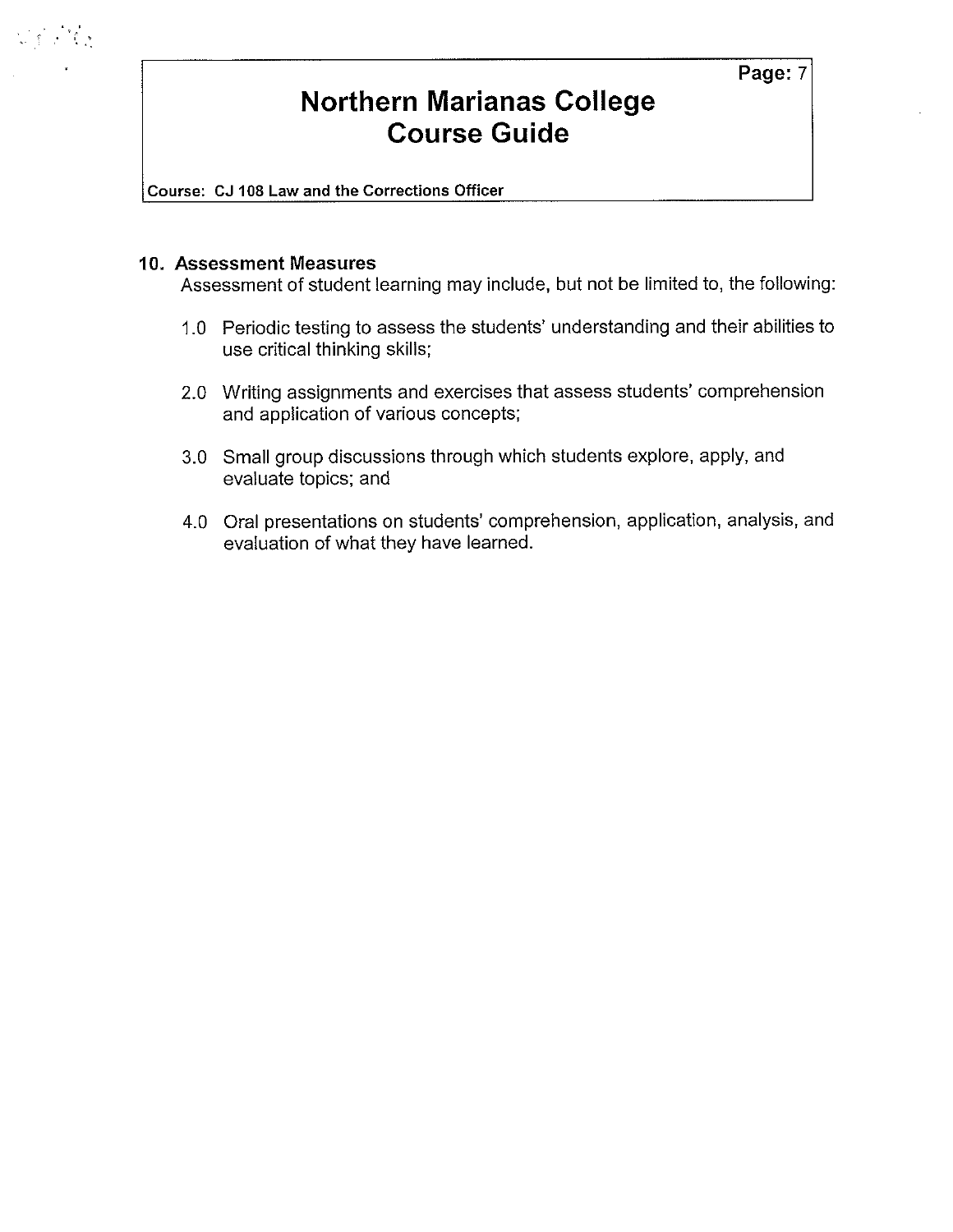## 10. Assessment Measures

Assessment of student learning may include, but not be limited to, the following:

1.0 Periodic testing to assess the students' understanding and their abilities to use critical thinking skills;

2.0 Writing assignments and exercises that assess students' comprehension and application of various concepts;

3.0 Small group discussions through which students explore, apply, and evaluate topics; and

4.0 Oral presentations on students' comprehension, application, analysis, and evaluation of what they have learned.